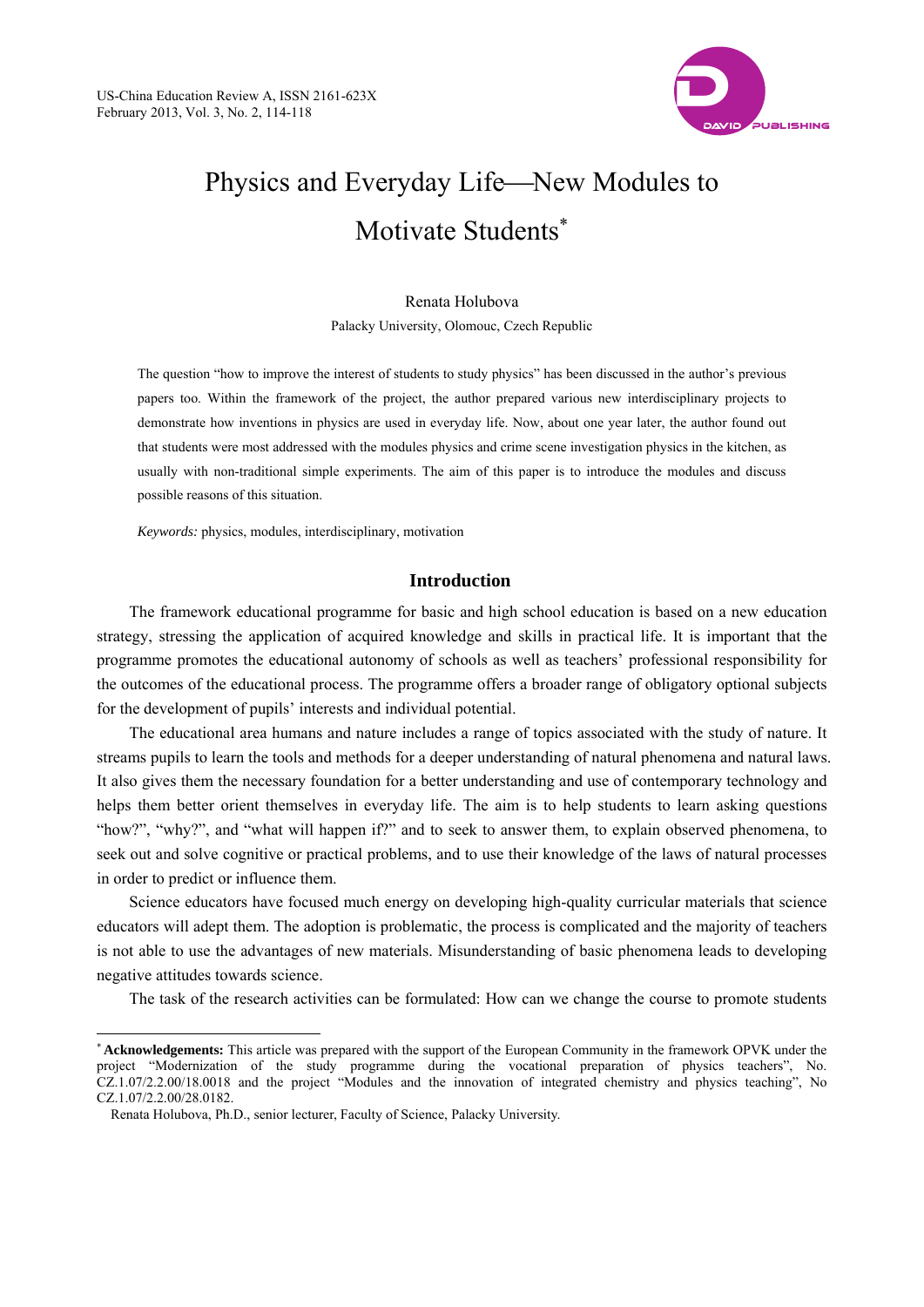# Physics and Everyday Life—New Modules to Motivate Students*

Renata Holubova

Palacky University, Olomouc, Czech Republic

The question "how to improve the interest of students to study physics" has been discussed in the author's previous papers too. Within the framework of the project, the author prepared various new interdisciplinary projects to demonstrate how inventions in physics are used in everyday life. Now, about one year later, the author found out that students were most addressed with the modules physics and crime scene investigation physics in the kitchen, as usually with non-traditional simple experiments. The aim of this paper is to introduce the modules and discuss possible reasons of this situation.

*Keywords:* physics, modules, interdisciplinary, motivation

## Introduction

The framework educational programme for basic and high school education is based on a new education strategy, stressing the application of acquired knowledge and skills in practical life. It is important that the programme promotes the educational autonomy of schools as well as teachers' professional responsibility for the outcomes of the educational process. The programme offers a broader range of obligatory optional subjects for the development of pupils' interests and individual potential.

The educational area humans and nature includes a range of topics associated with the study of nature. It streams pupils to learn the tools and methods for a deeper understanding of natural phenomena and natural laws. It also gives them the necessary foundation for a better understanding and use of contemporary technology and helps them better orient themselves in everyday life. The aim is to help students to learn asking questions "how?", "why?", and "what will happen if?" and to seek to answer them, to explain observed phenomena, to seek out and solve cognitive or practical problems, and to use their knowledge of the laws of natural processes in order to predict or influence them.

Science educators have focused much energy on developing high-quality curricular materials that science educators will adept them. The adoption is problematic, the process is complicated and the majority of teachers is not able to use the advantages of new materials. Misunderstanding of basic phenomena leads to developing negative attitudes towards science.

The task of the research activities can be formulated: How can we change the course to promote students

---

* **Acknowledgements:** This article was prepared with the support of the European Community in the framework OPVK under the project "Modernization of the study programme during the vocational preparation of physics teachers", No. CZ.1.07/2.2.00/18.0018 and the project "Modules and the innovation of integrated chemistry and physics teaching", No CZ.1.07/2.2.00/28.0182.

Renata Holubova, Ph.D., senior lecturer, Faculty of Science, Palacky University.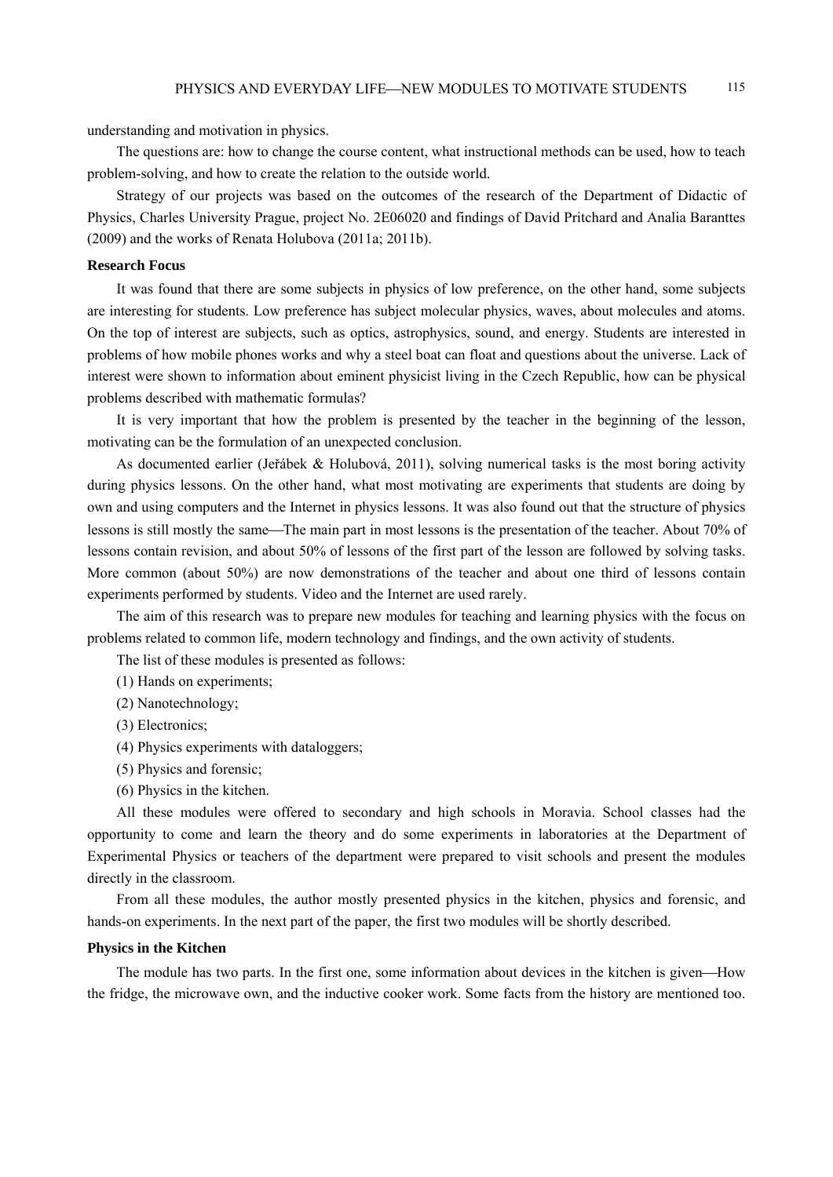understanding and motivation in physics.

The questions are: how to change the course content, what instructional methods can be used, how to teach problem-solving, and how to create the relation to the outside world.

Strategy of our projects was based on the outcomes of the research of the Department of Didactic of Physics, Charles University Prague, project No. 2E06020 and findings of David Pritchard and Analia Baranttes (2009) and the works of Renata Holubova (2011a; 2011b).

**Research Focus**

It was found that there are some subjects in physics of low preference, on the other hand, some subjects are interesting for students. Low preference has subject molecular physics, waves, about molecules and atoms. On the top of interest are subjects, such as optics, astrophysics, sound, and energy. Students are interested in problems of how mobile phones works and why a steel boat can float and questions about the universe. Lack of interest were shown to information about eminent physicist living in the Czech Republic, how can be physical problems described with mathematic formulas?

It is very important that how the problem is presented by the teacher in the beginning of the lesson, motivating can be the formulation of an unexpected conclusion.

As documented earlier (Jeřábek & Holubová, 2011), solving numerical tasks is the most boring activity during physics lessons. On the other hand, what most motivating are experiments that students are doing by own and using computers and the Internet in physics lessons. It was also found out that the structure of physics lessons is still mostly the same—The main part in most lessons is the presentation of the teacher. About 70% of lessons contain revision, and about 50% of lessons of the first part of the lesson are followed by solving tasks. More common (about 50%) are now demonstrations of the teacher and about one third of lessons contain experiments performed by students. Video and the Internet are used rarely.

The aim of this research was to prepare new modules for teaching and learning physics with the focus on problems related to common life, modern technology and findings, and the own activity of students.

The list of these modules is presented as follows:

(1) Hands on experiments;

(2) Nanotechnology;

(3) Electronics;

(4) Physics experiments with dataloggers;

(5) Physics and forensic;

(6) Physics in the kitchen.

All these modules were offered to secondary and high schools in Moravia. School classes had the opportunity to come and learn the theory and do some experiments in laboratories at the Department of Experimental Physics or teachers of the department were prepared to visit schools and present the modules directly in the classroom.

From all these modules, the author mostly presented physics in the kitchen, physics and forensic, and hands-on experiments. In the next part of the paper, the first two modules will be shortly described.

**Physics in the Kitchen**

The module has two parts. In the first one, some information about devices in the kitchen is given—How the fridge, the microwave own, and the inductive cooker work. Some facts from the history are mentioned too.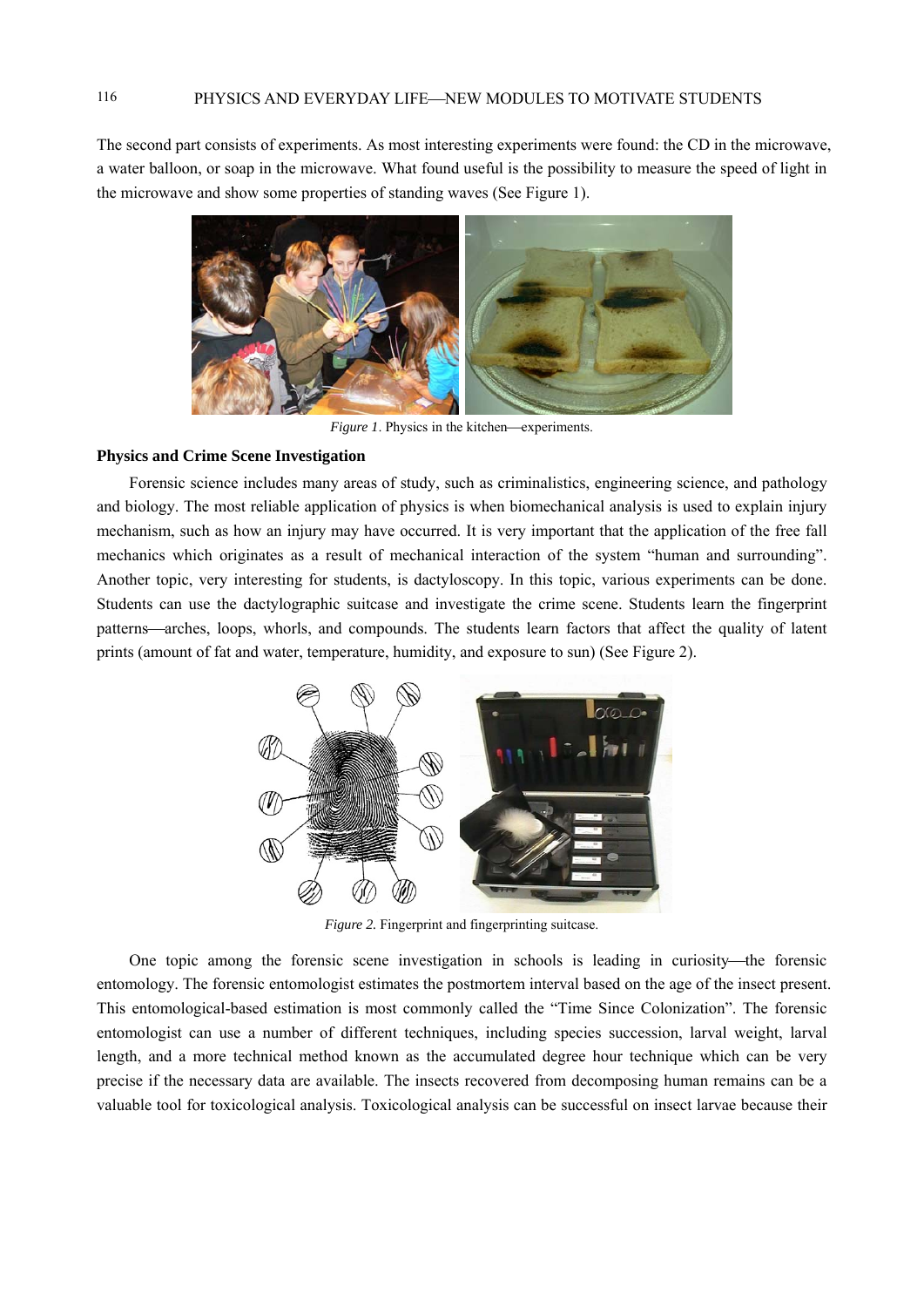The second part consists of experiments. As most interesting experiments were found: the CD in the microwave, a water balloon, or soap in the microwave. What found useful is the possibility to measure the speed of light in the microwave and show some properties of standing waves (See Figure 1).

*Figure 1*. Physics in the kitchen—experiments.

**Physics and Crime Scene Investigation**

Forensic science includes many areas of study, such as criminalistics, engineering science, and pathology and biology. The most reliable application of physics is when biomechanical analysis is used to explain injury mechanism, such as how an injury may have occurred. It is very important that the application of the free fall mechanics which originates as a result of mechanical interaction of the system "human and surrounding". Another topic, very interesting for students, is dactyloscopy. In this topic, various experiments can be done. Students can use the dactylographic suitcase and investigate the crime scene. Students learn the fingerprint patterns—arches, loops, whorls, and compounds. The students learn factors that affect the quality of latent prints (amount of fat and water, temperature, humidity, and exposure to sun) (See Figure 2).

*Figure 2.* Fingerprint and fingerprinting suitcase.

One topic among the forensic scene investigation in schools is leading in curiosity—the forensic entomology. The forensic entomologist estimates the postmortem interval based on the age of the insect present. This entomological-based estimation is most commonly called the "Time Since Colonization". The forensic entomologist can use a number of different techniques, including species succession, larval weight, larval length, and a more technical method known as the accumulated degree hour technique which can be very precise if the necessary data are available. The insects recovered from decomposing human remains can be a valuable tool for toxicological analysis. Toxicological analysis can be successful on insect larvae because their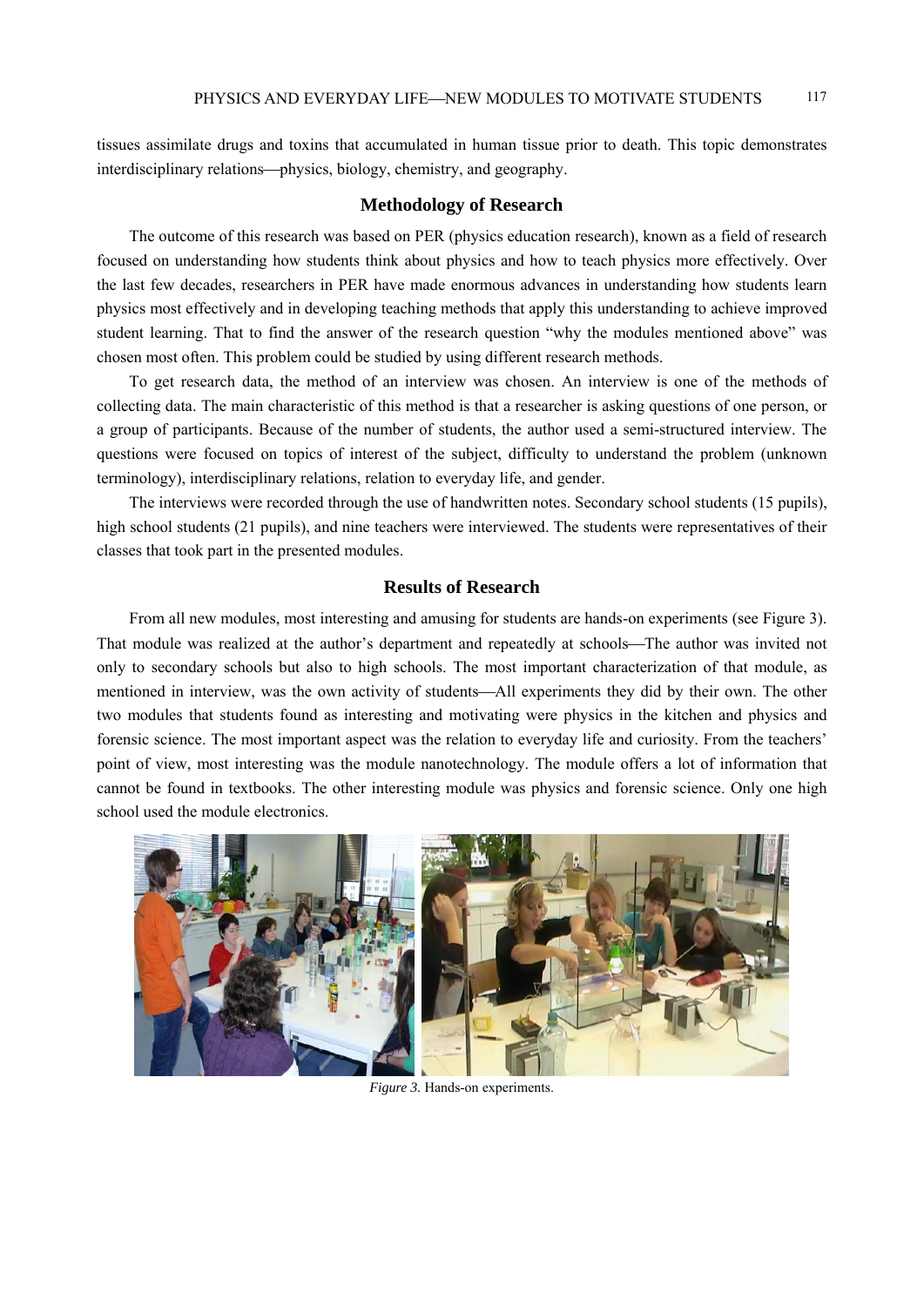tissues assimilate drugs and toxins that accumulated in human tissue prior to death. This topic demonstrates interdisciplinary relations—physics, biology, chemistry, and geography.

## Methodology of Research

The outcome of this research was based on PER (physics education research), known as a field of research focused on understanding how students think about physics and how to teach physics more effectively. Over the last few decades, researchers in PER have made enormous advances in understanding how students learn physics most effectively and in developing teaching methods that apply this understanding to achieve improved student learning. That to find the answer of the research question "why the modules mentioned above" was chosen most often. This problem could be studied by using different research methods.

To get research data, the method of an interview was chosen. An interview is one of the methods of collecting data. The main characteristic of this method is that a researcher is asking questions of one person, or a group of participants. Because of the number of students, the author used a semi-structured interview. The questions were focused on topics of interest of the subject, difficulty to understand the problem (unknown terminology), interdisciplinary relations, relation to everyday life, and gender.

The interviews were recorded through the use of handwritten notes. Secondary school students (15 pupils), high school students (21 pupils), and nine teachers were interviewed. The students were representatives of their classes that took part in the presented modules.

## Results of Research

From all new modules, most interesting and amusing for students are hands-on experiments (see Figure 3). That module was realized at the author's department and repeatedly at schools—The author was invited not only to secondary schools but also to high schools. The most important characterization of that module, as mentioned in interview, was the own activity of students—All experiments they did by their own. The other two modules that students found as interesting and motivating were physics in the kitchen and physics and forensic science. The most important aspect was the relation to everyday life and curiosity. From the teachers' point of view, most interesting was the module nanotechnology. The module offers a lot of information that cannot be found in textbooks. The other interesting module was physics and forensic science. Only one high school used the module electronics.

*Figure 3.* Hands-on experiments.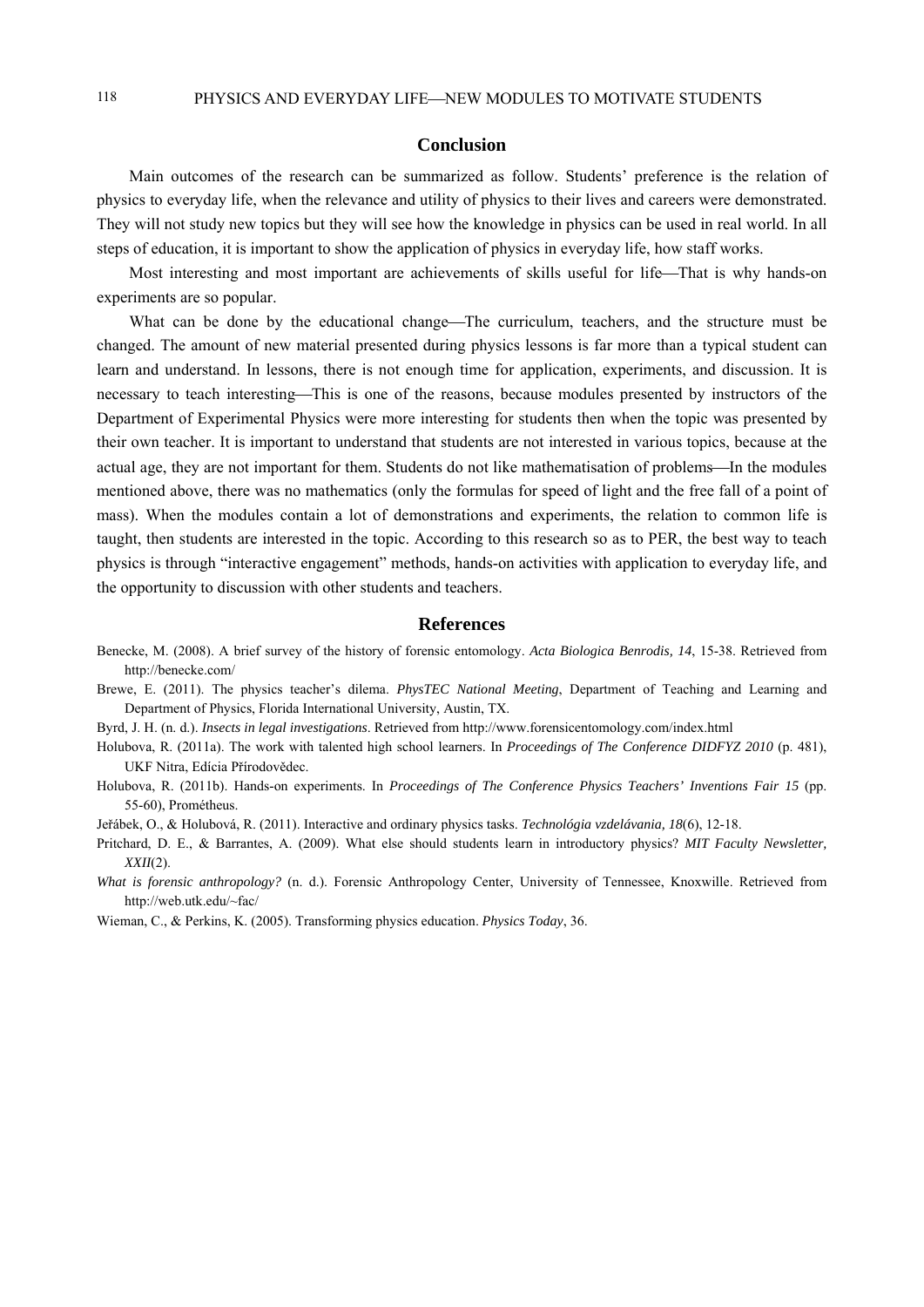## Conclusion

Main outcomes of the research can be summarized as follow. Students' preference is the relation of physics to everyday life, when the relevance and utility of physics to their lives and careers were demonstrated. They will not study new topics but they will see how the knowledge in physics can be used in real world. In all steps of education, it is important to show the application of physics in everyday life, how staff works.

Most interesting and most important are achievements of skills useful for life—That is why hands-on experiments are so popular.

What can be done by the educational change—The curriculum, teachers, and the structure must be changed. The amount of new material presented during physics lessons is far more than a typical student can learn and understand. In lessons, there is not enough time for application, experiments, and discussion. It is necessary to teach interesting—This is one of the reasons, because modules presented by instructors of the Department of Experimental Physics were more interesting for students then when the topic was presented by their own teacher. It is important to understand that students are not interested in various topics, because at the actual age, they are not important for them. Students do not like mathematisation of problems—In the modules mentioned above, there was no mathematics (only the formulas for speed of light and the free fall of a point of mass). When the modules contain a lot of demonstrations and experiments, the relation to common life is taught, then students are interested in the topic. According to this research so as to PER, the best way to teach physics is through "interactive engagement" methods, hands-on activities with application to everyday life, and the opportunity to discussion with other students and teachers.

## References

Benecke, M. (2008). A brief survey of the history of forensic entomology. *Acta Biologica Benrodis, 14*, 15-38. Retrieved from http://benecke.com/

Brewe, E. (2011). The physics teacher's dilema. *PhysTEC National Meeting*, Department of Teaching and Learning and Department of Physics, Florida International University, Austin, TX.

Byrd, J. H. (n. d.). *Insects in legal investigations*. Retrieved from http://www.forensicentomology.com/index.html

Holubova, R. (2011a). The work with talented high school learners. In *Proceedings of The Conference DIDFYZ 2010* (p. 481), UKF Nitra, Edícia Přírodovědec.

Holubova, R. (2011b). Hands-on experiments. In *Proceedings of The Conference Physics Teachers' Inventions Fair 15* (pp. 55-60), Prométheus.

Jeřábek, O., & Holubová, R. (2011). Interactive and ordinary physics tasks. *Technológia vzdelávania, 18*(6), 12-18.

Pritchard, D. E., & Barrantes, A. (2009). What else should students learn in introductory physics? *MIT Faculty Newsletter, XXII*(2).

*What is forensic anthropology?* (n. d.). Forensic Anthropology Center, University of Tennessee, Knoxwille. Retrieved from http://web.utk.edu/~fac/

Wieman, C., & Perkins, K. (2005). Transforming physics education. *Physics Today*, 36.